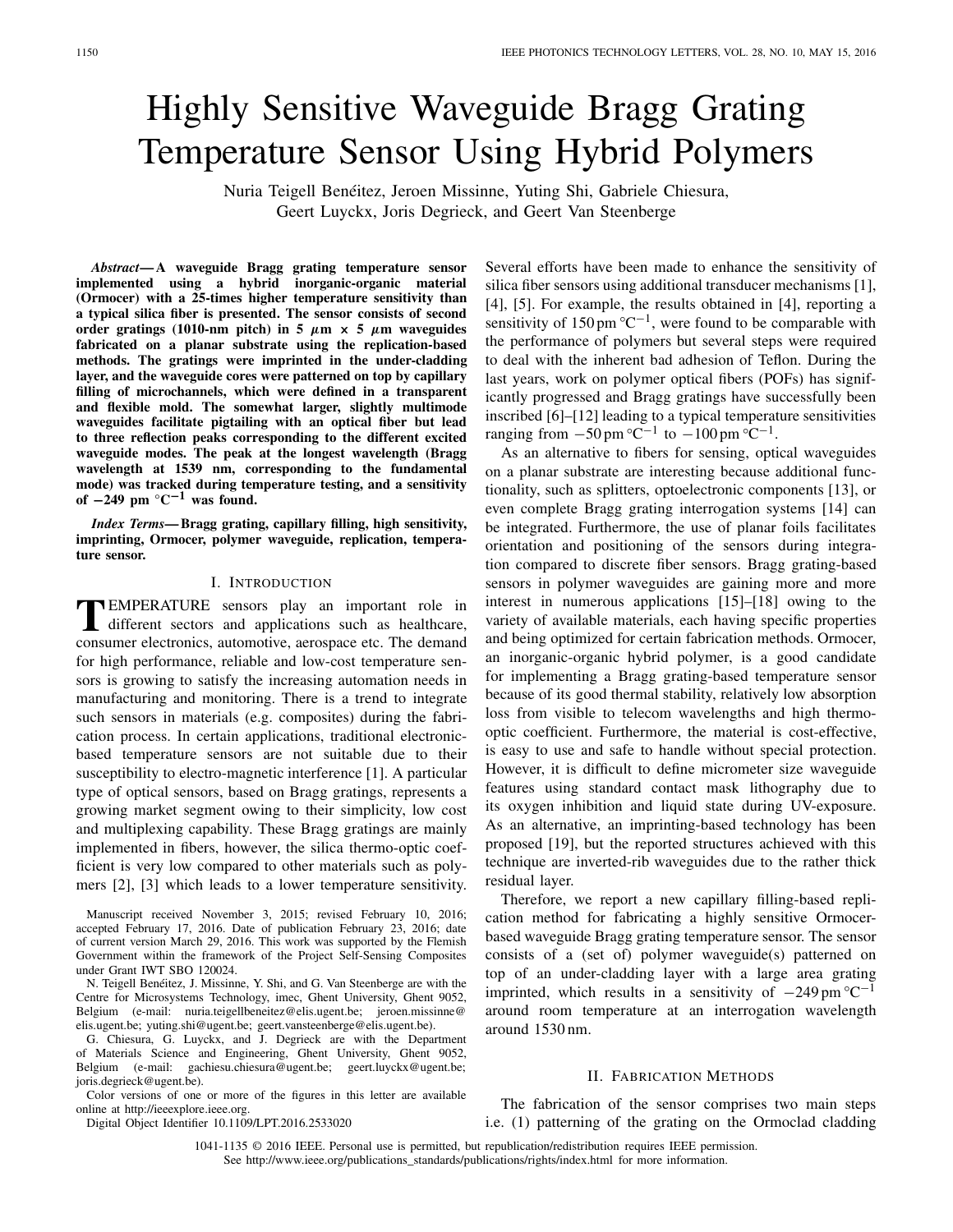# Highly Sensitive Waveguide Bragg Grating Temperature Sensor Using Hybrid Polymers

Nuria Teigell Benéitez, Jeroen Missinne, Yuting Shi, Gabriele Chiesura, Geert Luyckx, Joris Degrieck, and Geert Van Steenberge

***Abstract*— A waveguide Bragg grating temperature sensor implemented using a hybrid inorganic-organic material (Ormocer) with a 25-times higher temperature sensitivity than a typical silica fiber is presented. The sensor consists of second order gratings (1010-nm pitch) in 5 $\mu$m × 5 $\mu$m waveguides fabricated on a planar substrate using the replication-based methods. The gratings were imprinted in the under-cladding layer, and the waveguide cores were patterned on top by capillary filling of microchannels, which were defined in a transparent and flexible mold. The somewhat larger, slightly multimode waveguides facilitate pigtailing with an optical fiber but lead to three reflection peaks corresponding to the different excited waveguide modes. The peak at the longest wavelength (Bragg wavelength at 1539 nm, corresponding to the fundamental mode) was tracked during temperature testing, and a sensitivity of −249 pm °C$^{-1}$ was found.**

***Index Terms*— Bragg grating, capillary filling, high sensitivity, imprinting, Ormocer, polymer waveguide, replication, temperature sensor.**

## I. Introduction

TEMPERATURE sensors play an important role in different sectors and applications such as healthcare, consumer electronics, automotive, aerospace etc. The demand for high performance, reliable and low-cost temperature sensors is growing to satisfy the increasing automation needs in manufacturing and monitoring. There is a trend to integrate such sensors in materials (e.g. composites) during the fabrication process. In certain applications, traditional electronic-based temperature sensors are not suitable due to their susceptibility to electro-magnetic interference [1]. A particular type of optical sensors, based on Bragg gratings, represents a growing market segment owing to their simplicity, low cost and multiplexing capability. These Bragg gratings are mainly implemented in fibers, however, the silica thermo-optic coefficient is very low compared to other materials such as polymers [2], [3] which leads to a lower temperature sensitivity. Several efforts have been made to enhance the sensitivity of silica fiber sensors using additional transducer mechanisms [1], [4], [5]. For example, the results obtained in [4], reporting a sensitivity of 150 pm °C$^{-1}$, were found to be comparable with the performance of polymers but several steps were required to deal with the inherent bad adhesion of Teflon. During the last years, work on polymer optical fibers (POFs) has significantly progressed and Bragg gratings have successfully been inscribed [6]–[12] leading to a typical temperature sensitivities ranging from −50 pm °C$^{-1}$ to −100 pm °C$^{-1}$.

As an alternative to fibers for sensing, optical waveguides on a planar substrate are interesting because additional functionality, such as splitters, optoelectronic components [13], or even complete Bragg grating interrogation systems [14] can be integrated. Furthermore, the use of planar foils facilitates orientation and positioning of the sensors during integration compared to discrete fiber sensors. Bragg grating-based sensors in polymer waveguides are gaining more and more interest in numerous applications [15]–[18] owing to the variety of available materials, each having specific properties and being optimized for certain fabrication methods. Ormocer, an inorganic-organic hybrid polymer, is a good candidate for implementing a Bragg grating-based temperature sensor because of its good thermal stability, relatively low absorption loss from visible to telecom wavelengths and high thermo-optic coefficient. Furthermore, the material is cost-effective, is easy to use and safe to handle without special protection. However, it is difficult to define micrometer size waveguide features using standard contact mask lithography due to its oxygen inhibition and liquid state during UV-exposure. As an alternative, an imprinting-based technology has been proposed [19], but the reported structures achieved with this technique are inverted-rib waveguides due to the rather thick residual layer.

Therefore, we report a new capillary filling-based replication method for fabricating a highly sensitive Ormocer-based waveguide Bragg grating temperature sensor. The sensor consists of a (set of) polymer waveguide(s) patterned on top of an under-cladding layer with a large area grating imprinted, which results in a sensitivity of −249 pm °C$^{-1}$ around room temperature at an interrogation wavelength around 1530 nm.

## II. Fabrication Methods

The fabrication of the sensor comprises two main steps i.e. (1) patterning of the grating on the Ormoclad cladding

Manuscript received November 3, 2015; revised February 10, 2016; accepted February 17, 2016. Date of publication February 23, 2016; date of current version March 29, 2016. This work was supported by the Flemish Government within the framework of the Project Self-Sensing Composites under Grant IWT SBO 120024.

N. Teigell Benéitez, J. Missinne, Y. Shi, and G. Van Steenberge are with the Centre for Microsystems Technology, imec, Ghent University, Ghent 9052, Belgium (e-mail: nuria.teigellbeneitez@elis.ugent.be; jeroen.missinne@elis.ugent.be; yuting.shi@ugent.be; geert.vansteenberge@elis.ugent.be).

G. Chiesura, G. Luyckx, and J. Degrieck are with the Department of Materials Science and Engineering, Ghent University, Ghent 9052, Belgium (e-mail: gachiesu.chiesura@ugent.be; geert.luyckx@ugent.be; joris.degrieck@ugent.be).

Color versions of one or more of the figures in this letter are available online at http://ieeexplore.ieee.org.

Digital Object Identifier 10.1109/LPT.2016.2533020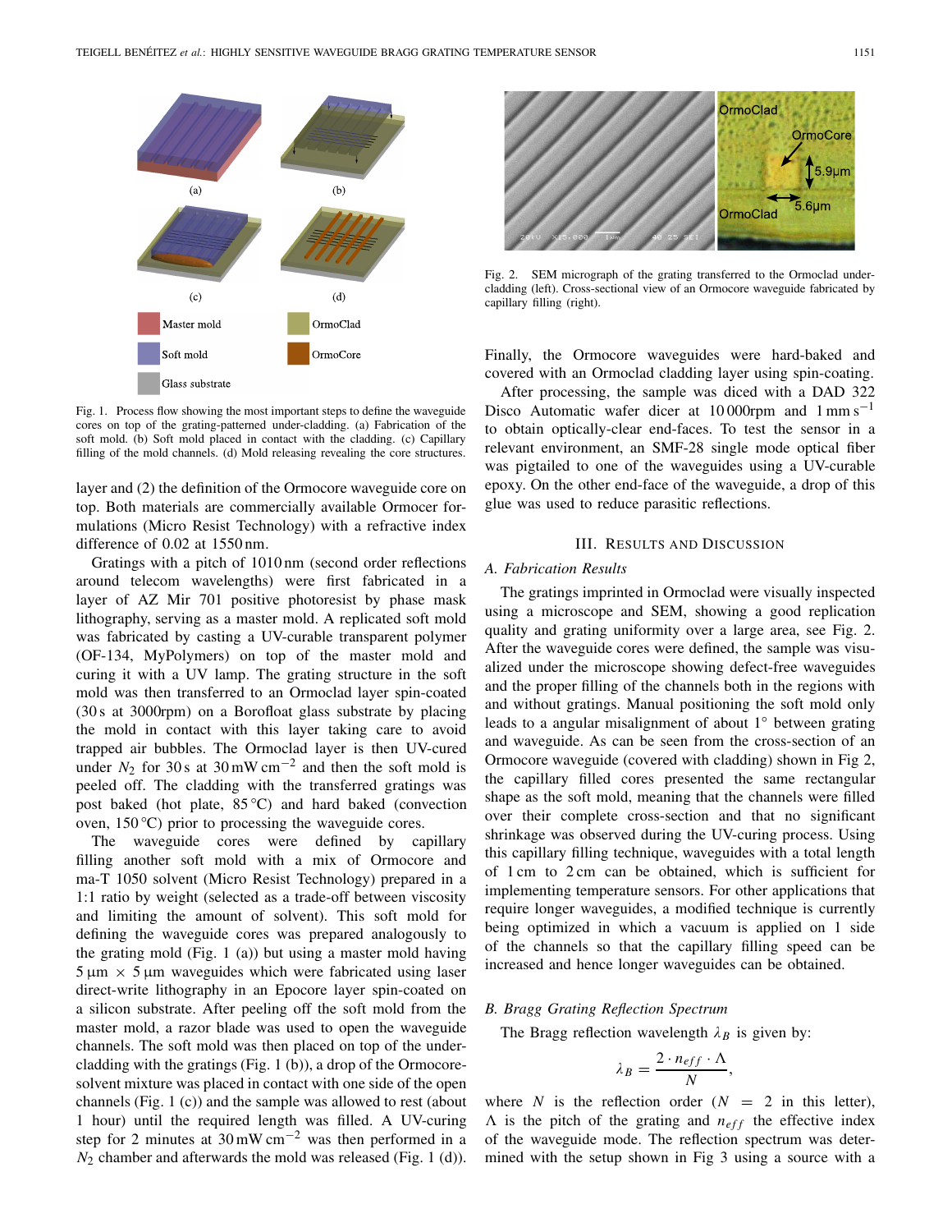Fig. 1. Process flow showing the most important steps to define the waveguide cores on top of the grating-patterned under-cladding. (a) Fabrication of the soft mold. (b) Soft mold placed in contact with the cladding. (c) Capillary filling of the mold channels. (d) Mold releasing revealing the core structures.

layer and (2) the definition of the Ormocore waveguide core on top. Both materials are commercially available Ormocer formulations (Micro Resist Technology) with a refractive index difference of 0.02 at 1550 nm.

Gratings with a pitch of 1010 nm (second order reflections around telecom wavelengths) were first fabricated in a layer of AZ Mir 701 positive photoresist by phase mask lithography, serving as a master mold. A replicated soft mold was fabricated by casting a UV-curable transparent polymer (OF-134, MyPolymers) on top of the master mold and curing it with a UV lamp. The grating structure in the soft mold was then transferred to an Ormoclad layer spin-coated (30 s at 3000rpm) on a Borofloat glass substrate by placing the mold in contact with this layer taking care to avoid trapped air bubbles. The Ormoclad layer is then UV-cured under $N_2$ for 30 s at 30 mW cm$^{-2}$ and then the soft mold is peeled off. The cladding with the transferred gratings was post baked (hot plate, 85 °C) and hard baked (convection oven, 150 °C) prior to processing the waveguide cores.

The waveguide cores were defined by capillary filling another soft mold with a mix of Ormocore and ma-T 1050 solvent (Micro Resist Technology) prepared in a 1:1 ratio by weight (selected as a trade-off between viscosity and limiting the amount of solvent). This soft mold for defining the waveguide cores was prepared analogously to the grating mold (Fig. 1 (a)) but using a master mold having 5 µm × 5 µm waveguides which were fabricated using laser direct-write lithography in an Epocore layer spin-coated on a silicon substrate. After peeling off the soft mold from the master mold, a razor blade was used to open the waveguide channels. The soft mold was then placed on top of the under-cladding with the gratings (Fig. 1 (b)), a drop of the Ormocore-solvent mixture was placed in contact with one side of the open channels (Fig. 1 (c)) and the sample was allowed to rest (about 1 hour) until the required length was filled. A UV-curing step for 2 minutes at 30 mW cm$^{-2}$ was then performed in a $N_2$ chamber and afterwards the mold was released (Fig. 1 (d)).

Fig. 2. SEM micrograph of the grating transferred to the Ormoclad under-cladding (left). Cross-sectional view of an Ormocore waveguide fabricated by capillary filling (right).

Finally, the Ormocore waveguides were hard-baked and covered with an Ormoclad cladding layer using spin-coating.

After processing, the sample was diced with a DAD 322 Disco Automatic wafer dicer at 10 000rpm and 1 mm s$^{-1}$ to obtain optically-clear end-faces. To test the sensor in a relevant environment, an SMF-28 single mode optical fiber was pigtailed to one of the waveguides using a UV-curable epoxy. On the other end-face of the waveguide, a drop of this glue was used to reduce parasitic reflections.

## III. Results and Discussion

### A. Fabrication Results

The gratings imprinted in Ormoclad were visually inspected using a microscope and SEM, showing a good replication quality and grating uniformity over a large area, see Fig. 2. After the waveguide cores were defined, the sample was visualized under the microscope showing defect-free waveguides and the proper filling of the channels both in the regions with and without gratings. Manual positioning the soft mold only leads to a angular misalignment of about 1° between grating and waveguide. As can be seen from the cross-section of an Ormocore waveguide (covered with cladding) shown in Fig 2, the capillary filled cores presented the same rectangular shape as the soft mold, meaning that the channels were filled over their complete cross-section and that no significant shrinkage was observed during the UV-curing process. Using this capillary filling technique, waveguides with a total length of 1 cm to 2 cm can be obtained, which is sufficient for implementing temperature sensors. For other applications that require longer waveguides, a modified technique is currently being optimized in which a vacuum is applied on 1 side of the channels so that the capillary filling speed can be increased and hence longer waveguides can be obtained.

### B. Bragg Grating Reflection Spectrum

The Bragg reflection wavelength $\lambda_B$ is given by:

$$\lambda_B = \frac{2 \cdot n_{eff} \cdot \Lambda}{N},$$

where $N$ is the reflection order ($N = 2$ in this letter), $\Lambda$ is the pitch of the grating and $n_{eff}$ the effective index of the waveguide mode. The reflection spectrum was determined with the setup shown in Fig 3 using a source with a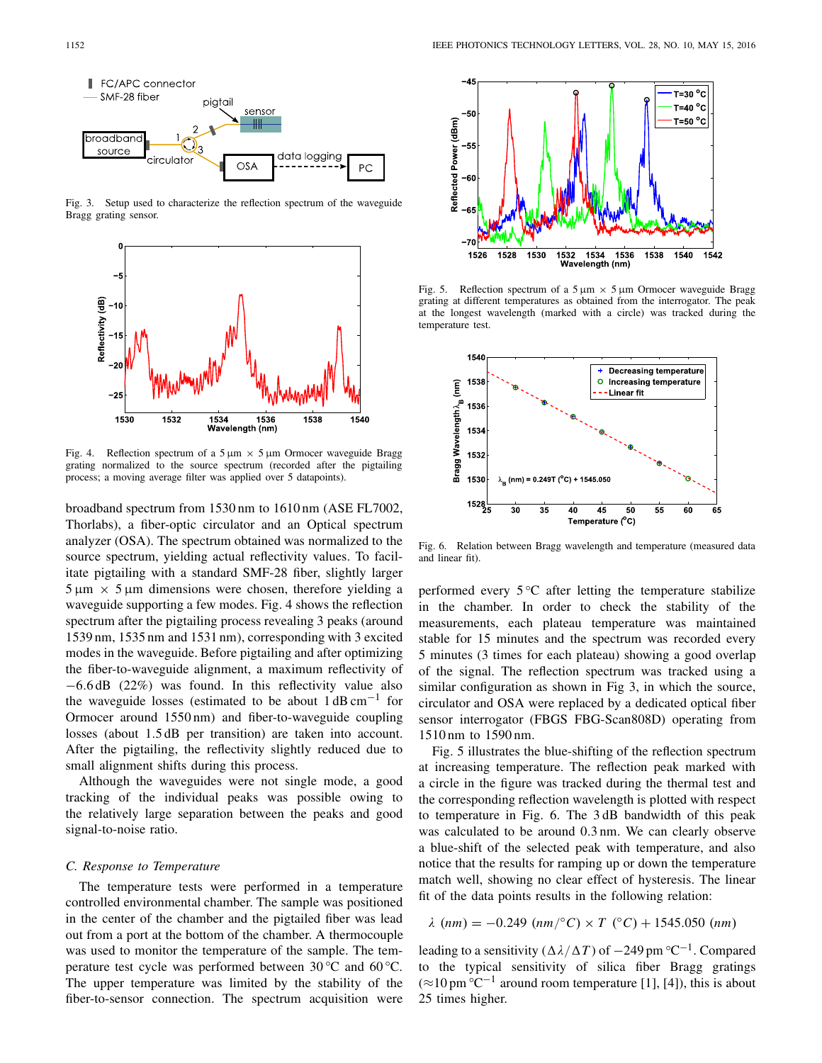Fig. 3. Setup used to characterize the reflection spectrum of the waveguide Bragg grating sensor.

Fig. 4. Reflection spectrum of a 5 µm × 5 µm Ormocer waveguide Bragg grating normalized to the source spectrum (recorded after the pigtailing process; a moving average filter was applied over 5 datapoints).

broadband spectrum from 1530 nm to 1610 nm (ASE FL7002, Thorlabs), a fiber-optic circulator and an Optical spectrum analyzer (OSA). The spectrum obtained was normalized to the source spectrum, yielding actual reflectivity values. To facilitate pigtailing with a standard SMF-28 fiber, slightly larger 5 µm × 5 µm dimensions were chosen, therefore yielding a waveguide supporting a few modes. Fig. 4 shows the reflection spectrum after the pigtailing process revealing 3 peaks (around 1539 nm, 1535 nm and 1531 nm), corresponding with 3 excited modes in the waveguide. Before pigtailing and after optimizing the fiber-to-waveguide alignment, a maximum reflectivity of −6.6 dB (22%) was found. In this reflectivity value also the waveguide losses (estimated to be about 1 dB cm$^{-1}$ for Ormocer around 1550 nm) and fiber-to-waveguide coupling losses (about 1.5 dB per transition) are taken into account. After the pigtailing, the reflectivity slightly reduced due to small alignment shifts during this process.

Although the waveguides were not single mode, a good tracking of the individual peaks was possible owing to the relatively large separation between the peaks and good signal-to-noise ratio.

### *C. Response to Temperature*

The temperature tests were performed in a temperature controlled environmental chamber. The sample was positioned in the center of the chamber and the pigtailed fiber was lead out from a port at the bottom of the chamber. A thermocouple was used to monitor the temperature of the sample. The temperature test cycle was performed between 30 °C and 60 °C. The upper temperature was limited by the stability of the fiber-to-sensor connection. The spectrum acquisition were performed every 5 °C after letting the temperature stabilize in the chamber. In order to check the stability of the measurements, each plateau temperature was maintained stable for 15 minutes and the spectrum was recorded every 5 minutes (3 times for each plateau) showing a good overlap of the signal. The reflection spectrum was tracked using a similar configuration as shown in Fig 3, in which the source, circulator and OSA were replaced by a dedicated optical fiber sensor interrogator (FBGS FBG-Scan808D) operating from 1510 nm to 1590 nm.

Fig. 5. Reflection spectrum of a 5 µm × 5 µm Ormocer waveguide Bragg grating at different temperatures as obtained from the interrogator. The peak at the longest wavelength (marked with a circle) was tracked during the temperature test.

Fig. 6. Relation between Bragg wavelength and temperature (measured data and linear fit).

Fig. 5 illustrates the blue-shifting of the reflection spectrum at increasing temperature. The reflection peak marked with a circle in the figure was tracked during the thermal test and the corresponding reflection wavelength is plotted with respect to temperature in Fig. 6. The 3 dB bandwidth of this peak was calculated to be around 0.3 nm. We can clearly observe a blue-shift of the selected peak with temperature, and also notice that the results for ramping up or down the temperature match well, showing no clear effect of hysteresis. The linear fit of the data points results in the following relation:

$$\lambda\ (nm) = -0.249\ (nm/°C) \times T\ (°C) + 1545.050\ (nm)$$

leading to a sensitivity ($\Delta\lambda/\Delta T$) of −249 pm °C$^{-1}$. Compared to the typical sensitivity of silica fiber Bragg gratings (≈10 pm °C$^{-1}$ around room temperature [1], [4]), this is about 25 times higher.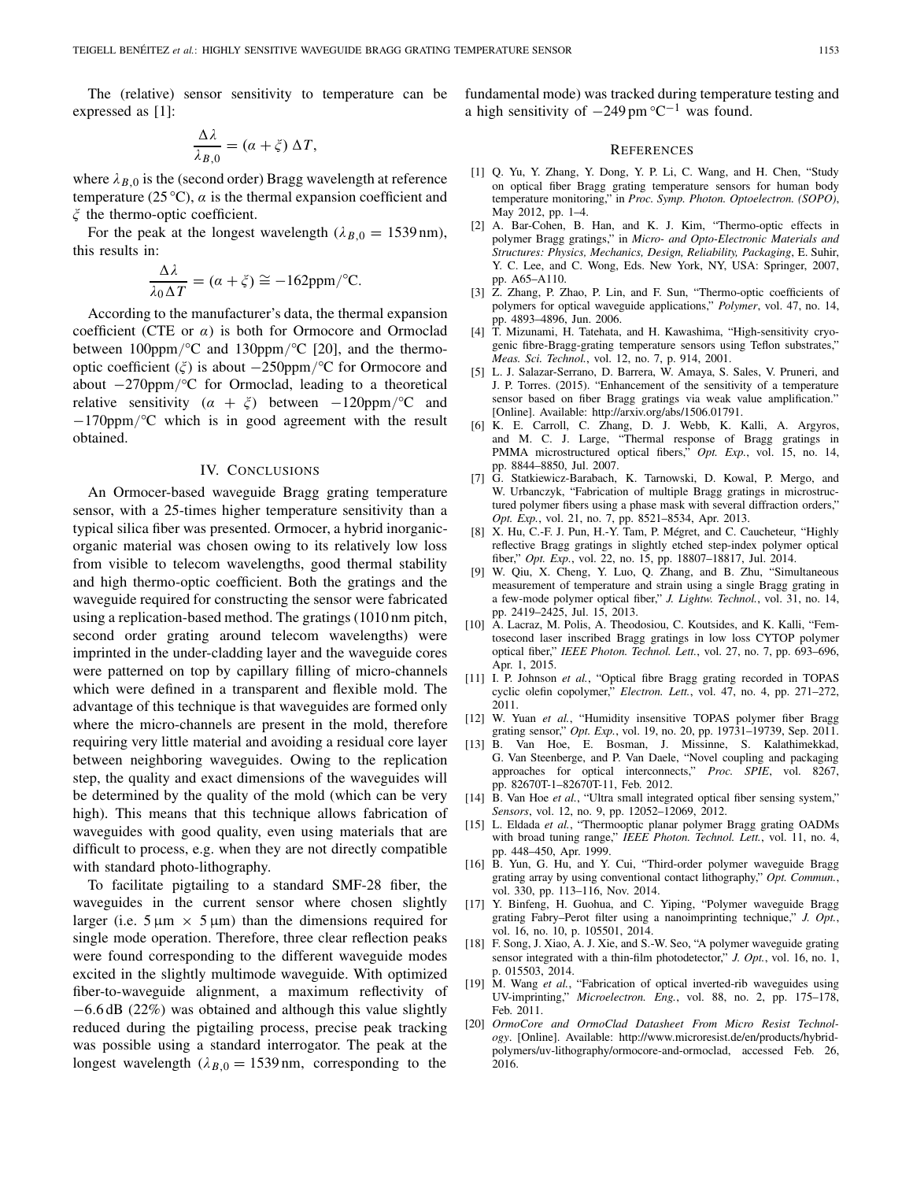The (relative) sensor sensitivity to temperature can be expressed as [1]:

$$\frac{\Delta\lambda}{\lambda_{B,0}} = (\alpha + \xi)\,\Delta T,$$

where $\lambda_{B,0}$ is the (second order) Bragg wavelength at reference temperature (25 °C), $\alpha$ is the thermal expansion coefficient and $\xi$ the thermo-optic coefficient.

For the peak at the longest wavelength ($\lambda_{B,0} = 1539\,\text{nm}$), this results in:

$$\frac{\Delta\lambda}{\lambda_0 \Delta T} = (\alpha + \xi) \cong -162\text{ppm}/^\circ\text{C}.$$

According to the manufacturer's data, the thermal expansion coefficient (CTE or $\alpha$) is both for Ormocore and Ormoclad between 100ppm/°C and 130ppm/°C [20], and the thermo-optic coefficient ($\xi$) is about −250ppm/°C for Ormocore and about −270ppm/°C for Ormoclad, leading to a theoretical relative sensitivity ($\alpha + \xi$) between −120ppm/°C and −170ppm/°C which is in good agreement with the result obtained.

## IV. Conclusions

An Ormocer-based waveguide Bragg grating temperature sensor, with a 25-times higher temperature sensitivity than a typical silica fiber was presented. Ormocer, a hybrid inorganic-organic material was chosen owing to its relatively low loss from visible to telecom wavelengths, good thermal stability and high thermo-optic coefficient. Both the gratings and the waveguide required for constructing the sensor were fabricated using a replication-based method. The gratings (1010 nm pitch, second order grating around telecom wavelengths) were imprinted in the under-cladding layer and the waveguide cores were patterned on top by capillary filling of micro-channels which were defined in a transparent and flexible mold. The advantage of this technique is that waveguides are formed only where the micro-channels are present in the mold, therefore requiring very little material and avoiding a residual core layer between neighboring waveguides. Owing to the replication step, the quality and exact dimensions of the waveguides will be determined by the quality of the mold (which can be very high). This means that this technique allows fabrication of waveguides with good quality, even using materials that are difficult to process, e.g. when they are not directly compatible with standard photo-lithography.

To facilitate pigtailing to a standard SMF-28 fiber, the waveguides in the current sensor where chosen slightly larger (i.e. 5 μm × 5 μm) than the dimensions required for single mode operation. Therefore, three clear reflection peaks were found corresponding to the different waveguide modes excited in the slightly multimode waveguide. With optimized fiber-to-waveguide alignment, a maximum reflectivity of −6.6 dB (22%) was obtained and although this value slightly reduced during the pigtailing process, precise peak tracking was possible using a standard interrogator. The peak at the longest wavelength ($\lambda_{B,0} = 1539\,\text{nm}$, corresponding to the fundamental mode) was tracked during temperature testing and a high sensitivity of $-249\,\text{pm}\,^\circ\text{C}^{-1}$ was found.

## References

[1] Q. Yu, Y. Zhang, Y. Dong, Y. P. Li, C. Wang, and H. Chen, "Study on optical fiber Bragg grating temperature sensors for human body temperature monitoring," in *Proc. Symp. Photon. Optoelectron. (SOPO)*, May 2012, pp. 1–4.

[2] A. Bar-Cohen, B. Han, and K. J. Kim, "Thermo-optic effects in polymer Bragg gratings," in *Micro- and Opto-Electronic Materials and Structures: Physics, Mechanics, Design, Reliability, Packaging*, E. Suhir, Y. C. Lee, and C. Wong, Eds. New York, NY, USA: Springer, 2007, pp. A65–A110.

[3] Z. Zhang, P. Zhao, P. Lin, and F. Sun, "Thermo-optic coefficients of polymers for optical waveguide applications," *Polymer*, vol. 47, no. 14, pp. 4893–4896, Jun. 2006.

[4] T. Mizunami, H. Tatehata, and H. Kawashima, "High-sensitivity cryogenic fibre-Bragg-grating temperature sensors using Teflon substrates," *Meas. Sci. Technol.*, vol. 12, no. 7, p. 914, 2001.

[5] L. J. Salazar-Serrano, D. Barrera, W. Amaya, S. Sales, V. Pruneri, and J. P. Torres. (2015). "Enhancement of the sensitivity of a temperature sensor based on fiber Bragg gratings via weak value amplification." [Online]. Available: http://arxiv.org/abs/1506.01791.

[6] K. E. Carroll, C. Zhang, D. J. Webb, K. Kalli, A. Argyros, and M. C. J. Large, "Thermal response of Bragg gratings in PMMA microstructured optical fibers," *Opt. Exp.*, vol. 15, no. 14, pp. 8844–8850, Jul. 2007.

[7] G. Statkiewicz-Barabach, K. Tarnowski, D. Kowal, P. Mergo, and W. Urbanczyk, "Fabrication of multiple Bragg gratings in microstructured polymer fibers using a phase mask with several diffraction orders," *Opt. Exp.*, vol. 21, no. 7, pp. 8521–8534, Apr. 2013.

[8] X. Hu, C.-F. J. Pun, H.-Y. Tam, P. Mégret, and C. Caucheteur, "Highly reflective Bragg gratings in slightly etched step-index polymer optical fiber," *Opt. Exp.*, vol. 22, no. 15, pp. 18807–18817, Jul. 2014.

[9] W. Qiu, X. Cheng, Y. Luo, Q. Zhang, and B. Zhu, "Simultaneous measurement of temperature and strain using a single Bragg grating in a few-mode polymer optical fiber," *J. Lightw. Technol.*, vol. 31, no. 14, pp. 2419–2425, Jul. 15, 2013.

[10] A. Lacraz, M. Polis, A. Theodosiou, C. Koutsides, and K. Kalli, "Femtosecond laser inscribed Bragg gratings in low loss CYTOP polymer optical fiber," *IEEE Photon. Technol. Lett.*, vol. 27, no. 7, pp. 693–696, Apr. 1, 2015.

[11] I. P. Johnson *et al.*, "Optical fibre Bragg grating recorded in TOPAS cyclic olefin copolymer," *Electron. Lett.*, vol. 47, no. 4, pp. 271–272, 2011.

[12] W. Yuan *et al.*, "Humidity insensitive TOPAS polymer fiber Bragg grating sensor," *Opt. Exp.*, vol. 19, no. 20, pp. 19731–19739, Sep. 2011.

[13] B. Van Hoe, E. Bosman, J. Missinne, S. Kalathimekkad, G. Van Steenberge, and P. Van Daele, "Novel coupling and packaging approaches for optical interconnects," *Proc. SPIE*, vol. 8267, pp. 82670T-1–82670T-11, Feb. 2012.

[14] B. Van Hoe *et al.*, "Ultra small integrated optical fiber sensing system," *Sensors*, vol. 12, no. 9, pp. 12052–12069, 2012.

[15] L. Eldada *et al.*, "Thermooptic planar polymer Bragg grating OADMs with broad tuning range," *IEEE Photon. Technol. Lett.*, vol. 11, no. 4, pp. 448–450, Apr. 1999.

[16] B. Yun, G. Hu, and Y. Cui, "Third-order polymer waveguide Bragg grating array by using conventional contact lithography," *Opt. Commun.*, vol. 330, pp. 113–116, Nov. 2014.

[17] Y. Binfeng, H. Guohua, and C. Yiping, "Polymer waveguide Bragg grating Fabry–Perot filter using a nanoimprinting technique," *J. Opt.*, vol. 16, no. 10, p. 105501, 2014.

[18] F. Song, J. Xiao, A. J. Xie, and S.-W. Seo, "A polymer waveguide grating sensor integrated with a thin-film photodetector," *J. Opt.*, vol. 16, no. 1, p. 015503, 2014.

[19] M. Wang *et al.*, "Fabrication of optical inverted-rib waveguides using UV-imprinting," *Microelectron. Eng.*, vol. 88, no. 2, pp. 175–178, Feb. 2011.

[20] *OrmoCore and OrmoClad Datasheet From Micro Resist Technology*. [Online]. Available: http://www.microresist.de/en/products/hybrid-polymers/uv-lithography/ormocore-and-ormoclad, accessed Feb. 26, 2016.